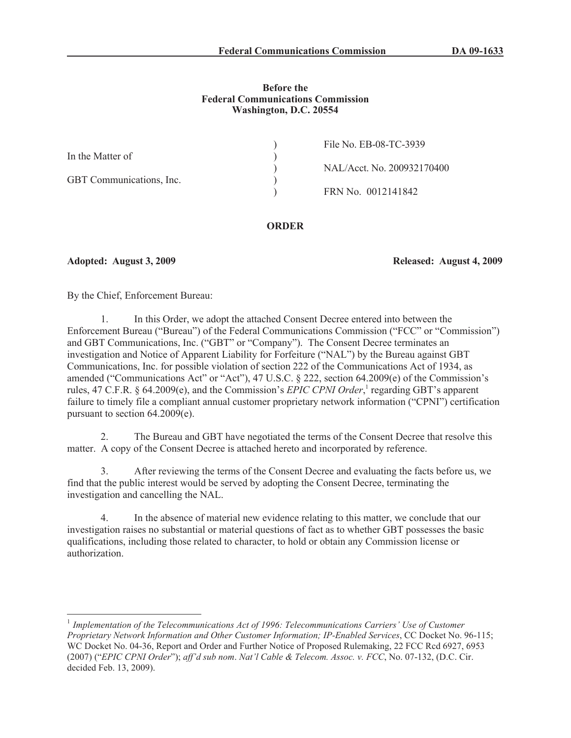**Federal Communications Commission DA 09-1633**

**Before the**
**Federal Communications Commission**
**Washington, D.C. 20554**

| | | |
|---|---|---|
| In the Matter of | ) | File No. EB-08-TC-3939 |
| | ) | |
| GBT Communications, Inc. | ) | NAL/Acct. No. 200932170400 |
| | ) | |
| | ) | FRN No. 0012141842 |

**ORDER**

**Adopted: August 3, 2009** **Released: August 4, 2009**

By the Chief, Enforcement Bureau:

1. In this Order, we adopt the attached Consent Decree entered into between the Enforcement Bureau ("Bureau") of the Federal Communications Commission ("FCC" or "Commission") and GBT Communications, Inc. ("GBT" or "Company"). The Consent Decree terminates an investigation and Notice of Apparent Liability for Forfeiture ("NAL") by the Bureau against GBT Communications, Inc. for possible violation of section 222 of the Communications Act of 1934, as amended ("Communications Act" or "Act"), 47 U.S.C. § 222, section 64.2009(e) of the Commission's rules, 47 C.F.R. § 64.2009(e), and the Commission's *EPIC CPNI Order*,[1] regarding GBT's apparent failure to timely file a compliant annual customer proprietary network information ("CPNI") certification pursuant to section 64.2009(e).

2. The Bureau and GBT have negotiated the terms of the Consent Decree that resolve this matter. A copy of the Consent Decree is attached hereto and incorporated by reference.

3. After reviewing the terms of the Consent Decree and evaluating the facts before us, we find that the public interest would be served by adopting the Consent Decree, terminating the investigation and cancelling the NAL.

4. In the absence of material new evidence relating to this matter, we conclude that our investigation raises no substantial or material questions of fact as to whether GBT possesses the basic qualifications, including those related to character, to hold or obtain any Commission license or authorization.

[1] *Implementation of the Telecommunications Act of 1996: Telecommunications Carriers' Use of Customer Proprietary Network Information and Other Customer Information; IP-Enabled Services*, CC Docket No. 96-115; WC Docket No. 04-36, Report and Order and Further Notice of Proposed Rulemaking, 22 FCC Rcd 6927, 6953 (2007) ("*EPIC CPNI Order*"); *aff'd sub nom*. *Nat'l Cable & Telecom. Assoc. v. FCC*, No. 07-132, (D.C. Cir. decided Feb. 13, 2009).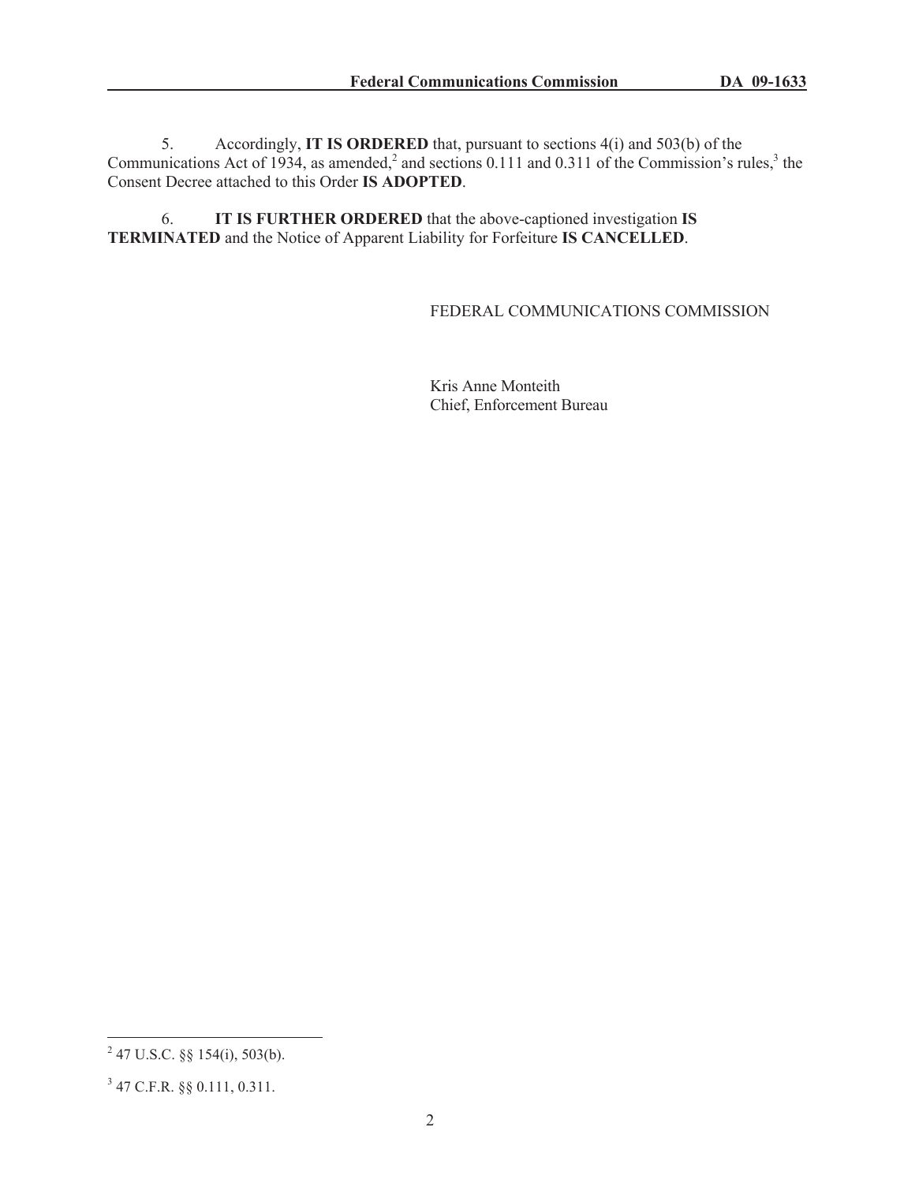5. Accordingly, **IT IS ORDERED** that, pursuant to sections 4(i) and 503(b) of the Communications Act of 1934, as amended,[2] and sections 0.111 and 0.311 of the Commission's rules,[3] the Consent Decree attached to this Order **IS ADOPTED**.

6. **IT IS FURTHER ORDERED** that the above-captioned investigation **IS TERMINATED** and the Notice of Apparent Liability for Forfeiture **IS CANCELLED**.

FEDERAL COMMUNICATIONS COMMISSION

Kris Anne Monteith
Chief, Enforcement Bureau

---

[2] 47 U.S.C. §§ 154(i), 503(b).

[3] 47 C.F.R. §§ 0.111, 0.311.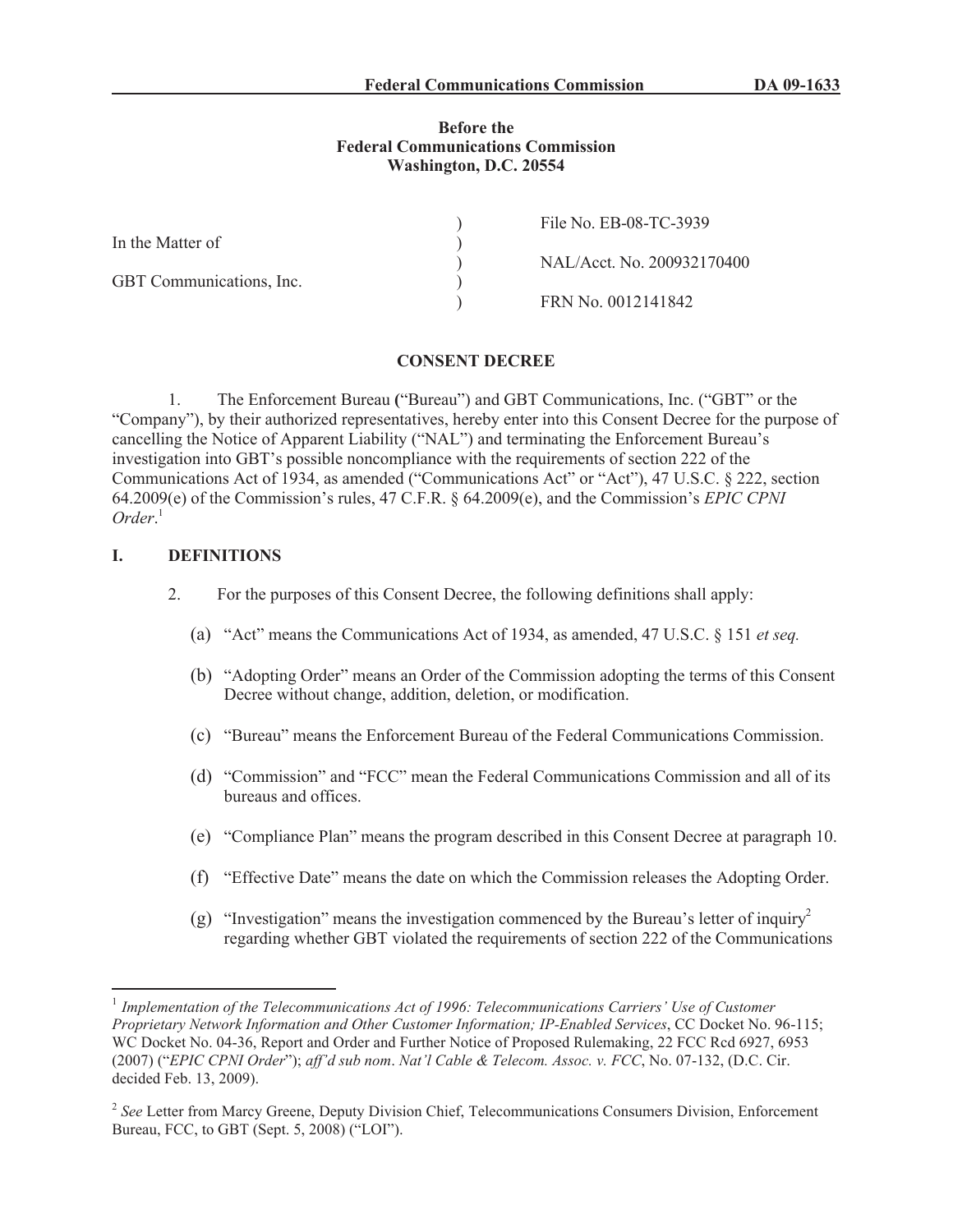**Before the**
**Federal Communications Commission**
**Washington, D.C. 20554**

| | | |
|---|---|---|
| | ) | File No. EB-08-TC-3939 |
| In the Matter of | ) | |
| | ) | NAL/Acct. No. 200932170400 |
| GBT Communications, Inc. | ) | |
| | ) | FRN No. 0012141842 |

## CONSENT DECREE

1. The Enforcement Bureau ("Bureau") and GBT Communications, Inc. ("GBT" or the "Company"), by their authorized representatives, hereby enter into this Consent Decree for the purpose of cancelling the Notice of Apparent Liability ("NAL") and terminating the Enforcement Bureau's investigation into GBT's possible noncompliance with the requirements of section 222 of the Communications Act of 1934, as amended ("Communications Act" or "Act"), 47 U.S.C. § 222, section 64.2009(e) of the Commission's rules, 47 C.F.R. § 64.2009(e), and the Commission's *EPIC CPNI Order*.[1]

## I. DEFINITIONS

2. For the purposes of this Consent Decree, the following definitions shall apply:

(a) "Act" means the Communications Act of 1934, as amended, 47 U.S.C. § 151 *et seq.*

(b) "Adopting Order" means an Order of the Commission adopting the terms of this Consent Decree without change, addition, deletion, or modification.

(c) "Bureau" means the Enforcement Bureau of the Federal Communications Commission.

(d) "Commission" and "FCC" mean the Federal Communications Commission and all of its bureaus and offices.

(e) "Compliance Plan" means the program described in this Consent Decree at paragraph 10.

(f) "Effective Date" means the date on which the Commission releases the Adopting Order.

(g) "Investigation" means the investigation commenced by the Bureau's letter of inquiry[2] regarding whether GBT violated the requirements of section 222 of the Communications

---

[1] *Implementation of the Telecommunications Act of 1996: Telecommunications Carriers' Use of Customer Proprietary Network Information and Other Customer Information; IP-Enabled Services*, CC Docket No. 96-115; WC Docket No. 04-36, Report and Order and Further Notice of Proposed Rulemaking, 22 FCC Rcd 6927, 6953 (2007) ("*EPIC CPNI Order*"); *aff'd sub nom*. *Nat'l Cable & Telecom. Assoc. v. FCC*, No. 07-132, (D.C. Cir. decided Feb. 13, 2009).

[2] *See* Letter from Marcy Greene, Deputy Division Chief, Telecommunications Consumers Division, Enforcement Bureau, FCC, to GBT (Sept. 5, 2008) ("LOI").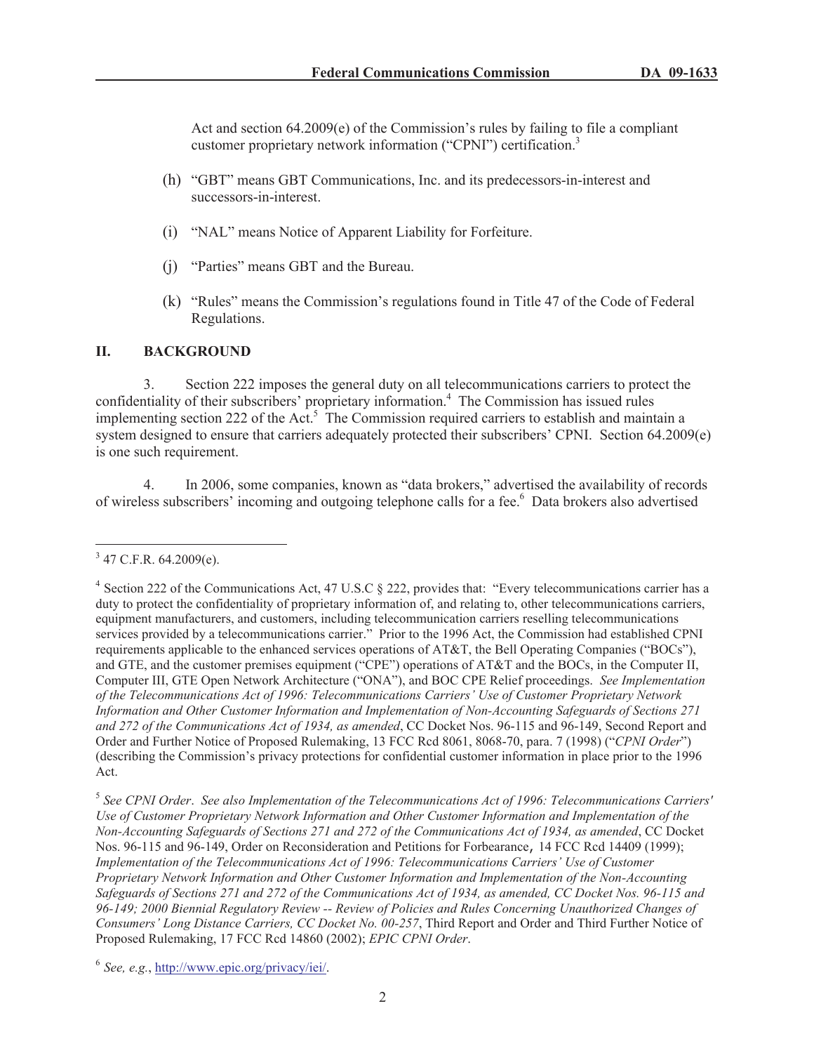Act and section 64.2009(e) of the Commission's rules by failing to file a compliant customer proprietary network information ("CPNI") certification.[3]

(h) "GBT" means GBT Communications, Inc. and its predecessors-in-interest and successors-in-interest.

(i) "NAL" means Notice of Apparent Liability for Forfeiture.

(j) "Parties" means GBT and the Bureau.

(k) "Rules" means the Commission's regulations found in Title 47 of the Code of Federal Regulations.

## II. BACKGROUND

3. Section 222 imposes the general duty on all telecommunications carriers to protect the confidentiality of their subscribers' proprietary information.[4] The Commission has issued rules implementing section 222 of the Act.[5] The Commission required carriers to establish and maintain a system designed to ensure that carriers adequately protected their subscribers' CPNI. Section 64.2009(e) is one such requirement.

4. In 2006, some companies, known as "data brokers," advertised the availability of records of wireless subscribers' incoming and outgoing telephone calls for a fee.[6] Data brokers also advertised

---

[3] 47 C.F.R. 64.2009(e).

[4] Section 222 of the Communications Act, 47 U.S.C § 222, provides that: "Every telecommunications carrier has a duty to protect the confidentiality of proprietary information of, and relating to, other telecommunications carriers, equipment manufacturers, and customers, including telecommunication carriers reselling telecommunications services provided by a telecommunications carrier." Prior to the 1996 Act, the Commission had established CPNI requirements applicable to the enhanced services operations of AT&T, the Bell Operating Companies ("BOCs"), and GTE, and the customer premises equipment ("CPE") operations of AT&T and the BOCs, in the Computer II, Computer III, GTE Open Network Architecture ("ONA"), and BOC CPE Relief proceedings. *See Implementation of the Telecommunications Act of 1996: Telecommunications Carriers' Use of Customer Proprietary Network Information and Other Customer Information and Implementation of Non-Accounting Safeguards of Sections 271 and 272 of the Communications Act of 1934, as amended*, CC Docket Nos. 96-115 and 96-149, Second Report and Order and Further Notice of Proposed Rulemaking, 13 FCC Rcd 8061, 8068-70, para. 7 (1998) ("*CPNI Order*") (describing the Commission's privacy protections for confidential customer information in place prior to the 1996 Act.

[5] *See CPNI Order*. *See also Implementation of the Telecommunications Act of 1996: Telecommunications Carriers' Use of Customer Proprietary Network Information and Other Customer Information and Implementation of the Non-Accounting Safeguards of Sections 271 and 272 of the Communications Act of 1934, as amended*, CC Docket Nos. 96-115 and 96-149, Order on Reconsideration and Petitions for Forbearance, 14 FCC Rcd 14409 (1999); *Implementation of the Telecommunications Act of 1996: Telecommunications Carriers' Use of Customer Proprietary Network Information and Other Customer Information and Implementation of the Non-Accounting Safeguards of Sections 271 and 272 of the Communications Act of 1934, as amended, CC Docket Nos. 96-115 and 96-149; 2000 Biennial Regulatory Review -- Review of Policies and Rules Concerning Unauthorized Changes of Consumers' Long Distance Carriers, CC Docket No. 00-257*, Third Report and Order and Third Further Notice of Proposed Rulemaking, 17 FCC Rcd 14860 (2002); *EPIC CPNI Order*.

[6] *See, e.g.*, http://www.epic.org/privacy/iei/.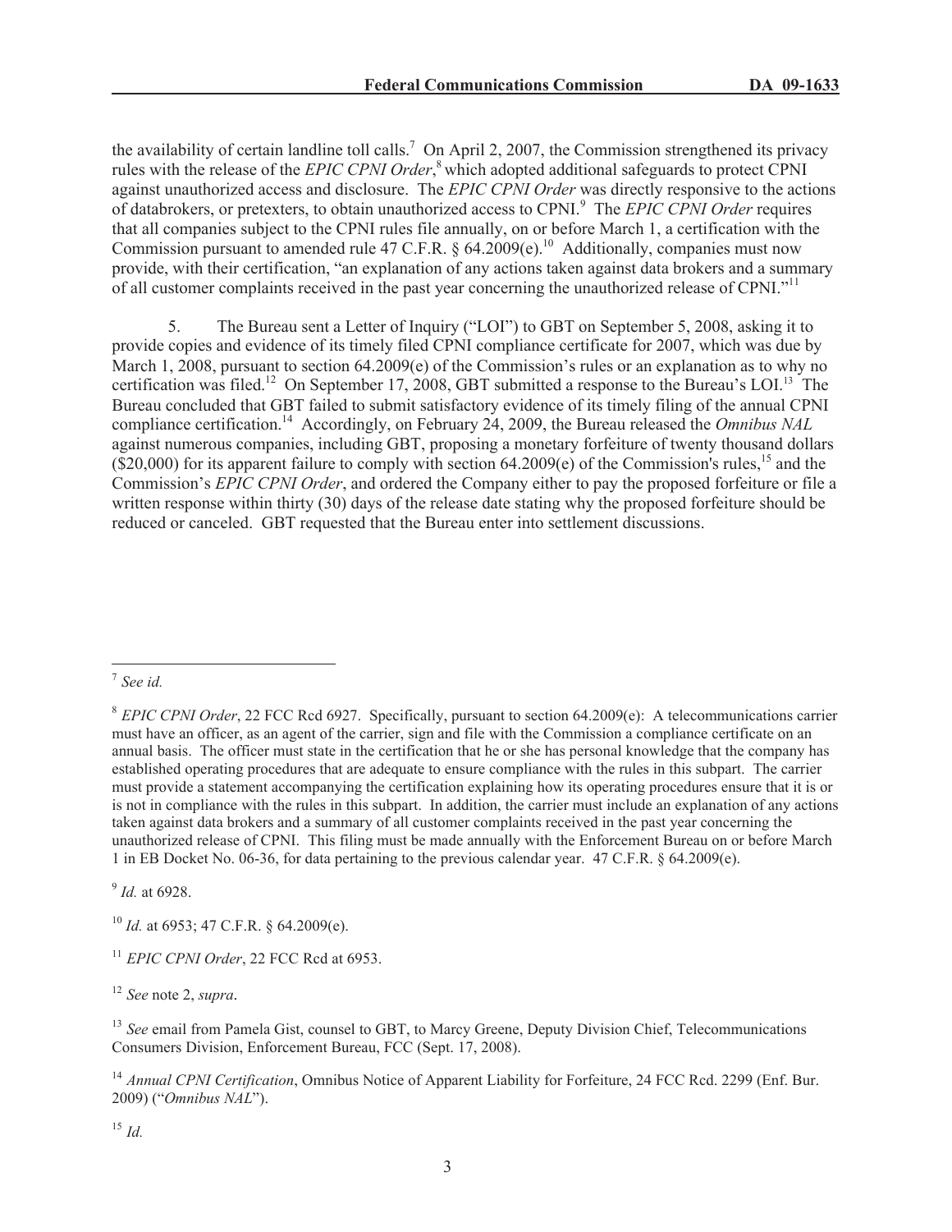the availability of certain landline toll calls.[7] On April 2, 2007, the Commission strengthened its privacy rules with the release of the *EPIC CPNI Order*,[8] which adopted additional safeguards to protect CPNI against unauthorized access and disclosure. The *EPIC CPNI Order* was directly responsive to the actions of databrokers, or pretexters, to obtain unauthorized access to CPNI.[9] The *EPIC CPNI Order* requires that all companies subject to the CPNI rules file annually, on or before March 1, a certification with the Commission pursuant to amended rule 47 C.F.R. § 64.2009(e).[10] Additionally, companies must now provide, with their certification, "an explanation of any actions taken against data brokers and a summary of all customer complaints received in the past year concerning the unauthorized release of CPNI."[11]

5. The Bureau sent a Letter of Inquiry ("LOI") to GBT on September 5, 2008, asking it to provide copies and evidence of its timely filed CPNI compliance certificate for 2007, which was due by March 1, 2008, pursuant to section 64.2009(e) of the Commission's rules or an explanation as to why no certification was filed.[12] On September 17, 2008, GBT submitted a response to the Bureau's LOI.[13] The Bureau concluded that GBT failed to submit satisfactory evidence of its timely filing of the annual CPNI compliance certification.[14] Accordingly, on February 24, 2009, the Bureau released the *Omnibus NAL* against numerous companies, including GBT, proposing a monetary forfeiture of twenty thousand dollars ($20,000) for its apparent failure to comply with section 64.2009(e) of the Commission's rules,[15] and the Commission's *EPIC CPNI Order*, and ordered the Company either to pay the proposed forfeiture or file a written response within thirty (30) days of the release date stating why the proposed forfeiture should be reduced or canceled. GBT requested that the Bureau enter into settlement discussions.

---

[7] *See id.*

[8] *EPIC CPNI Order*, 22 FCC Rcd 6927. Specifically, pursuant to section 64.2009(e): A telecommunications carrier must have an officer, as an agent of the carrier, sign and file with the Commission a compliance certificate on an annual basis. The officer must state in the certification that he or she has personal knowledge that the company has established operating procedures that are adequate to ensure compliance with the rules in this subpart. The carrier must provide a statement accompanying the certification explaining how its operating procedures ensure that it is or is not in compliance with the rules in this subpart. In addition, the carrier must include an explanation of any actions taken against data brokers and a summary of all customer complaints received in the past year concerning the unauthorized release of CPNI. This filing must be made annually with the Enforcement Bureau on or before March 1 in EB Docket No. 06-36, for data pertaining to the previous calendar year. 47 C.F.R. § 64.2009(e).

[9] *Id.* at 6928.

[10] *Id.* at 6953; 47 C.F.R. § 64.2009(e).

[11] *EPIC CPNI Order*, 22 FCC Rcd at 6953.

[12] *See* note 2, *supra*.

[13] *See* email from Pamela Gist, counsel to GBT, to Marcy Greene, Deputy Division Chief, Telecommunications Consumers Division, Enforcement Bureau, FCC (Sept. 17, 2008).

[14] *Annual CPNI Certification*, Omnibus Notice of Apparent Liability for Forfeiture, 24 FCC Rcd. 2299 (Enf. Bur. 2009) ("*Omnibus NAL*").

[15] *Id.*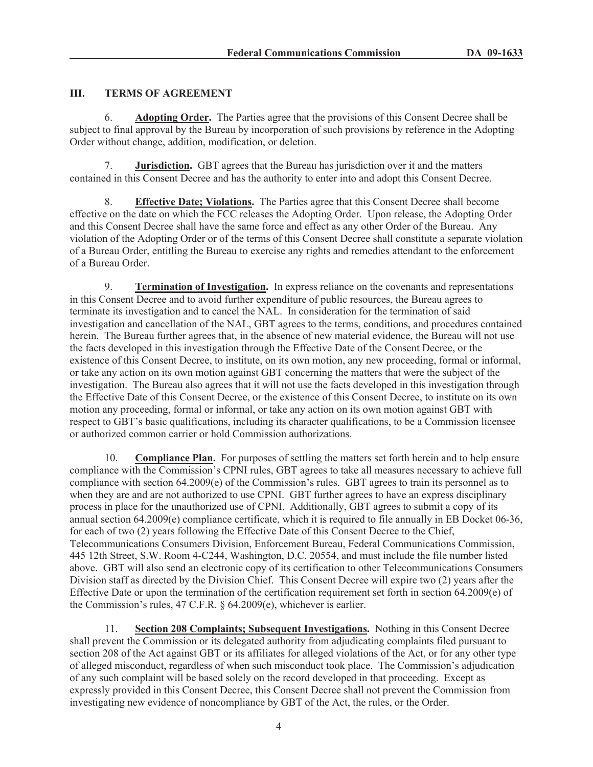## III. TERMS OF AGREEMENT

6. **Adopting Order.** The Parties agree that the provisions of this Consent Decree shall be subject to final approval by the Bureau by incorporation of such provisions by reference in the Adopting Order without change, addition, modification, or deletion.

7. **Jurisdiction.** GBT agrees that the Bureau has jurisdiction over it and the matters contained in this Consent Decree and has the authority to enter into and adopt this Consent Decree.

8. **Effective Date; Violations.** The Parties agree that this Consent Decree shall become effective on the date on which the FCC releases the Adopting Order. Upon release, the Adopting Order and this Consent Decree shall have the same force and effect as any other Order of the Bureau. Any violation of the Adopting Order or of the terms of this Consent Decree shall constitute a separate violation of a Bureau Order, entitling the Bureau to exercise any rights and remedies attendant to the enforcement of a Bureau Order.

9. **Termination of Investigation.** In express reliance on the covenants and representations in this Consent Decree and to avoid further expenditure of public resources, the Bureau agrees to terminate its investigation and to cancel the NAL. In consideration for the termination of said investigation and cancellation of the NAL, GBT agrees to the terms, conditions, and procedures contained herein. The Bureau further agrees that, in the absence of new material evidence, the Bureau will not use the facts developed in this investigation through the Effective Date of the Consent Decree, or the existence of this Consent Decree, to institute, on its own motion, any new proceeding, formal or informal, or take any action on its own motion against GBT concerning the matters that were the subject of the investigation. The Bureau also agrees that it will not use the facts developed in this investigation through the Effective Date of this Consent Decree, or the existence of this Consent Decree, to institute on its own motion any proceeding, formal or informal, or take any action on its own motion against GBT with respect to GBT's basic qualifications, including its character qualifications, to be a Commission licensee or authorized common carrier or hold Commission authorizations.

10. **Compliance Plan.** For purposes of settling the matters set forth herein and to help ensure compliance with the Commission's CPNI rules, GBT agrees to take all measures necessary to achieve full compliance with section 64.2009(e) of the Commission's rules. GBT agrees to train its personnel as to when they are and are not authorized to use CPNI. GBT further agrees to have an express disciplinary process in place for the unauthorized use of CPNI. Additionally, GBT agrees to submit a copy of its annual section 64.2009(e) compliance certificate, which it is required to file annually in EB Docket 06-36, for each of two (2) years following the Effective Date of this Consent Decree to the Chief, Telecommunications Consumers Division, Enforcement Bureau, Federal Communications Commission, 445 12th Street, S.W. Room 4-C244, Washington, D.C. 20554, and must include the file number listed above. GBT will also send an electronic copy of its certification to other Telecommunications Consumers Division staff as directed by the Division Chief. This Consent Decree will expire two (2) years after the Effective Date or upon the termination of the certification requirement set forth in section 64.2009(e) of the Commission's rules, 47 C.F.R. § 64.2009(e), whichever is earlier.

11. **Section 208 Complaints; Subsequent Investigations.** Nothing in this Consent Decree shall prevent the Commission or its delegated authority from adjudicating complaints filed pursuant to section 208 of the Act against GBT or its affiliates for alleged violations of the Act, or for any other type of alleged misconduct, regardless of when such misconduct took place. The Commission's adjudication of any such complaint will be based solely on the record developed in that proceeding. Except as expressly provided in this Consent Decree, this Consent Decree shall not prevent the Commission from investigating new evidence of noncompliance by GBT of the Act, the rules, or the Order.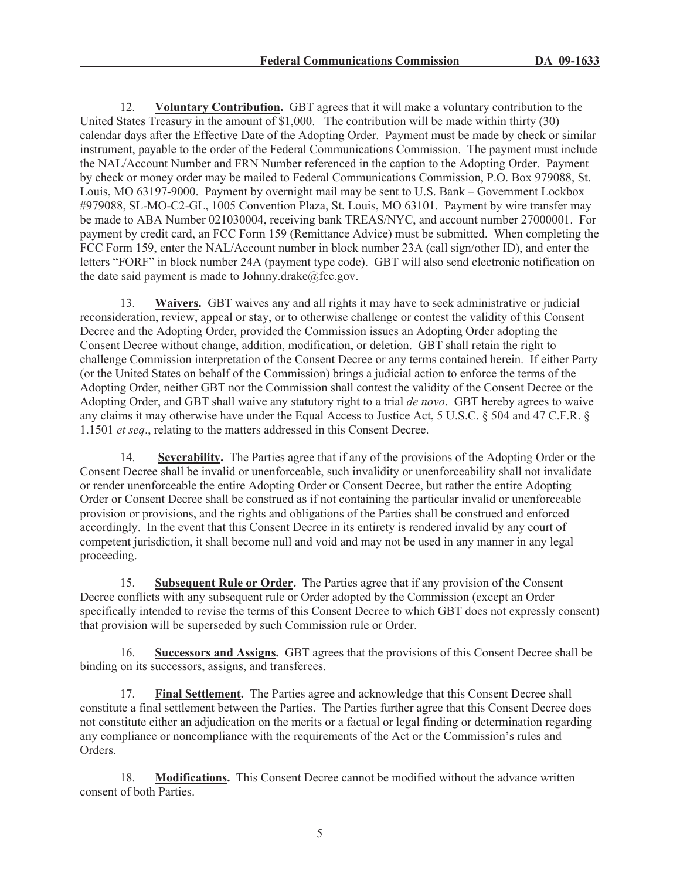12. **Voluntary Contribution.** GBT agrees that it will make a voluntary contribution to the United States Treasury in the amount of $1,000. The contribution will be made within thirty (30) calendar days after the Effective Date of the Adopting Order. Payment must be made by check or similar instrument, payable to the order of the Federal Communications Commission. The payment must include the NAL/Account Number and FRN Number referenced in the caption to the Adopting Order. Payment by check or money order may be mailed to Federal Communications Commission, P.O. Box 979088, St. Louis, MO 63197-9000. Payment by overnight mail may be sent to U.S. Bank – Government Lockbox #979088, SL-MO-C2-GL, 1005 Convention Plaza, St. Louis, MO 63101. Payment by wire transfer may be made to ABA Number 021030004, receiving bank TREAS/NYC, and account number 27000001. For payment by credit card, an FCC Form 159 (Remittance Advice) must be submitted. When completing the FCC Form 159, enter the NAL/Account number in block number 23A (call sign/other ID), and enter the letters "FORF" in block number 24A (payment type code). GBT will also send electronic notification on the date said payment is made to Johnny.drake@fcc.gov.

13. **Waivers.** GBT waives any and all rights it may have to seek administrative or judicial reconsideration, review, appeal or stay, or to otherwise challenge or contest the validity of this Consent Decree and the Adopting Order, provided the Commission issues an Adopting Order adopting the Consent Decree without change, addition, modification, or deletion. GBT shall retain the right to challenge Commission interpretation of the Consent Decree or any terms contained herein. If either Party (or the United States on behalf of the Commission) brings a judicial action to enforce the terms of the Adopting Order, neither GBT nor the Commission shall contest the validity of the Consent Decree or the Adopting Order, and GBT shall waive any statutory right to a trial *de novo*. GBT hereby agrees to waive any claims it may otherwise have under the Equal Access to Justice Act, 5 U.S.C. § 504 and 47 C.F.R. § 1.1501 *et seq*., relating to the matters addressed in this Consent Decree.

14. **Severability.** The Parties agree that if any of the provisions of the Adopting Order or the Consent Decree shall be invalid or unenforceable, such invalidity or unenforceability shall not invalidate or render unenforceable the entire Adopting Order or Consent Decree, but rather the entire Adopting Order or Consent Decree shall be construed as if not containing the particular invalid or unenforceable provision or provisions, and the rights and obligations of the Parties shall be construed and enforced accordingly. In the event that this Consent Decree in its entirety is rendered invalid by any court of competent jurisdiction, it shall become null and void and may not be used in any manner in any legal proceeding.

15. **Subsequent Rule or Order.** The Parties agree that if any provision of the Consent Decree conflicts with any subsequent rule or Order adopted by the Commission (except an Order specifically intended to revise the terms of this Consent Decree to which GBT does not expressly consent) that provision will be superseded by such Commission rule or Order.

16. **Successors and Assigns.** GBT agrees that the provisions of this Consent Decree shall be binding on its successors, assigns, and transferees.

17. **Final Settlement.** The Parties agree and acknowledge that this Consent Decree shall constitute a final settlement between the Parties. The Parties further agree that this Consent Decree does not constitute either an adjudication on the merits or a factual or legal finding or determination regarding any compliance or noncompliance with the requirements of the Act or the Commission's rules and Orders.

18. **Modifications.** This Consent Decree cannot be modified without the advance written consent of both Parties.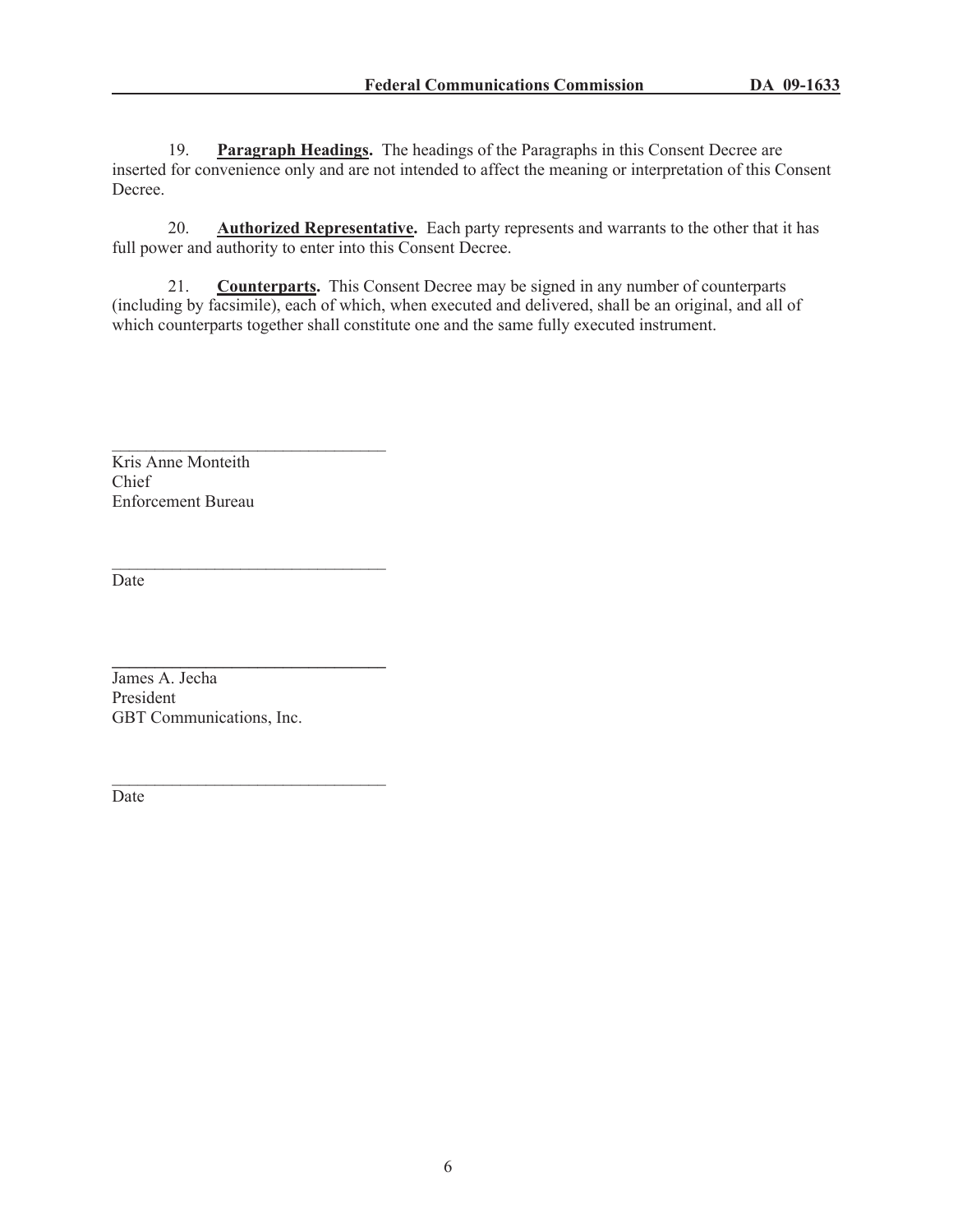19. **Paragraph Headings.** The headings of the Paragraphs in this Consent Decree are inserted for convenience only and are not intended to affect the meaning or interpretation of this Consent Decree.

20. **Authorized Representative.** Each party represents and warrants to the other that it has full power and authority to enter into this Consent Decree.

21. **Counterparts.** This Consent Decree may be signed in any number of counterparts (including by facsimile), each of which, when executed and delivered, shall be an original, and all of which counterparts together shall constitute one and the same fully executed instrument.

\_\_\_\_\_\_\_\_\_\_\_\_\_\_\_\_\_\_\_\_\_\_\_\_\_\_\_\_\_\_\_\_
Kris Anne Monteith
Chief
Enforcement Bureau

\_\_\_\_\_\_\_\_\_\_\_\_\_\_\_\_\_\_\_\_\_\_\_\_\_\_\_\_\_\_\_\_
Date

\_\_\_\_\_\_\_\_\_\_\_\_\_\_\_\_\_\_\_\_\_\_\_\_\_\_\_\_\_\_\_\_
James A. Jecha
President
GBT Communications, Inc.

\_\_\_\_\_\_\_\_\_\_\_\_\_\_\_\_\_\_\_\_\_\_\_\_\_\_\_\_\_\_\_\_
Date